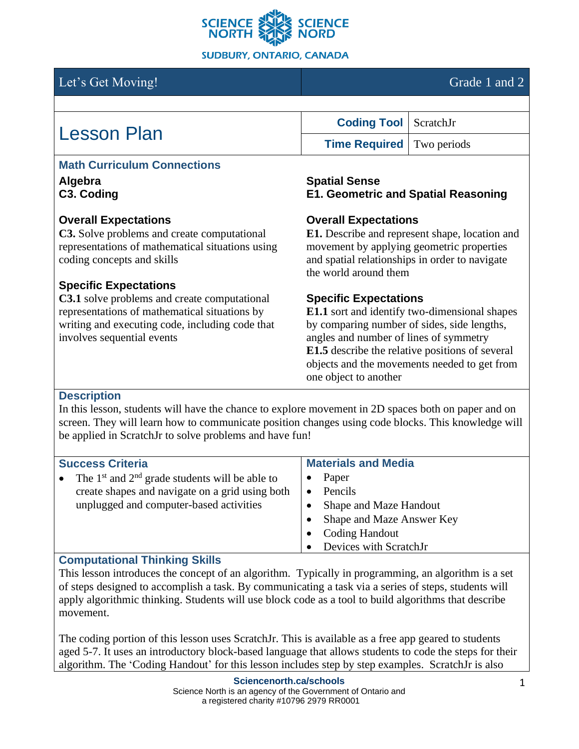SCIENCE NORTH SCIENCE NORD

SUDBURY, ONTARIO, CANADA

| Let's Get Moving! | Grade 1 and 2 |
|---|---|

# Lesson Plan

| | |
|---|---|
| **Coding Tool** | ScratchJr |
| **Time Required** | Two periods |

## Math Curriculum Connections

**Algebra**
**C3. Coding**

### Overall Expectations

**C3.** Solve problems and create computational representations of mathematical situations using coding concepts and skills

### Specific Expectations

**C3.1** solve problems and create computational representations of mathematical situations by writing and executing code, including code that involves sequential events

**Spatial Sense**
**E1. Geometric and Spatial Reasoning**

### Overall Expectations

**E1.** Describe and represent shape, location and movement by applying geometric properties and spatial relationships in order to navigate the world around them

### Specific Expectations

**E1.1** sort and identify two-dimensional shapes by comparing number of sides, side lengths, angles and number of lines of symmetry

**E1.5** describe the relative positions of several objects and the movements needed to get from one object to another

## Description

In this lesson, students will have the chance to explore movement in 2D spaces both on paper and on screen. They will learn how to communicate position changes using code blocks. This knowledge will be applied in ScratchJr to solve problems and have fun!

## Success Criteria

- The 1st and 2nd grade students will be able to create shapes and navigate on a grid using both unplugged and computer-based activities

## Materials and Media

- Paper
- Pencils
- Shape and Maze Handout
- Shape and Maze Answer Key
- Coding Handout
- Devices with ScratchJr

## Computational Thinking Skills

This lesson introduces the concept of an algorithm. Typically in programming, an algorithm is a set of steps designed to accomplish a task. By communicating a task via a series of steps, students will apply algorithmic thinking. Students will use block code as a tool to build algorithms that describe movement.

The coding portion of this lesson uses ScratchJr. This is available as a free app geared to students aged 5-7. It uses an introductory block-based language that allows students to code the steps for their algorithm. The 'Coding Handout' for this lesson includes step by step examples. ScratchJr is also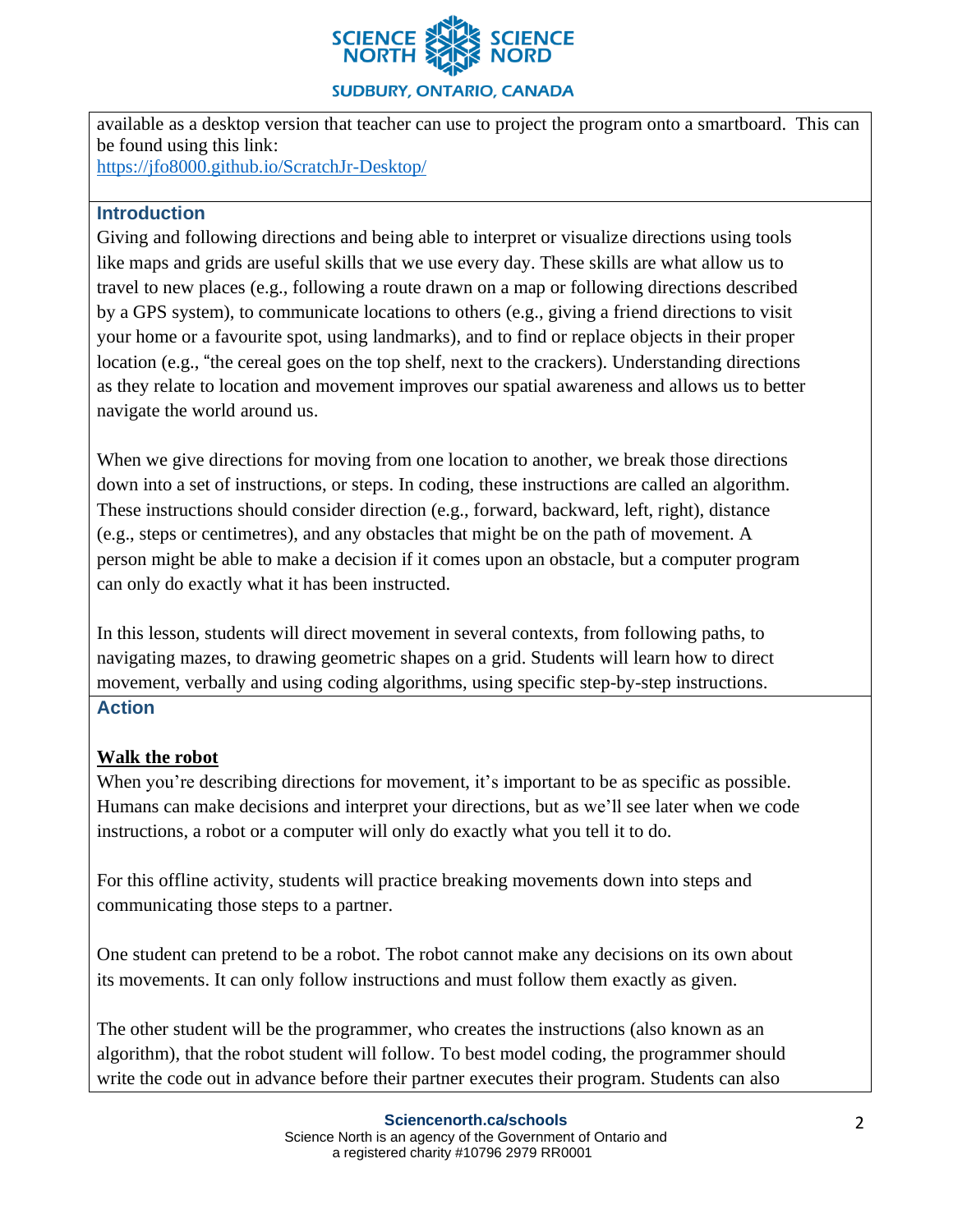available as a desktop version that teacher can use to project the program onto a smartboard. This can be found using this link:
https://jfo8000.github.io/ScratchJr-Desktop/

## Introduction

Giving and following directions and being able to interpret or visualize directions using tools like maps and grids are useful skills that we use every day. These skills are what allow us to travel to new places (e.g., following a route drawn on a map or following directions described by a GPS system), to communicate locations to others (e.g., giving a friend directions to visit your home or a favourite spot, using landmarks), and to find or replace objects in their proper location (e.g., "the cereal goes on the top shelf, next to the crackers). Understanding directions as they relate to location and movement improves our spatial awareness and allows us to better navigate the world around us.

When we give directions for moving from one location to another, we break those directions down into a set of instructions, or steps. In coding, these instructions are called an algorithm. These instructions should consider direction (e.g., forward, backward, left, right), distance (e.g., steps or centimetres), and any obstacles that might be on the path of movement. A person might be able to make a decision if it comes upon an obstacle, but a computer program can only do exactly what it has been instructed.

In this lesson, students will direct movement in several contexts, from following paths, to navigating mazes, to drawing geometric shapes on a grid. Students will learn how to direct movement, verbally and using coding algorithms, using specific step-by-step instructions.

## Action

### Walk the robot

When you're describing directions for movement, it's important to be as specific as possible. Humans can make decisions and interpret your directions, but as we'll see later when we code instructions, a robot or a computer will only do exactly what you tell it to do.

For this offline activity, students will practice breaking movements down into steps and communicating those steps to a partner.

One student can pretend to be a robot. The robot cannot make any decisions on its own about its movements. It can only follow instructions and must follow them exactly as given.

The other student will be the programmer, who creates the instructions (also known as an algorithm), that the robot student will follow. To best model coding, the programmer should write the code out in advance before their partner executes their program. Students can also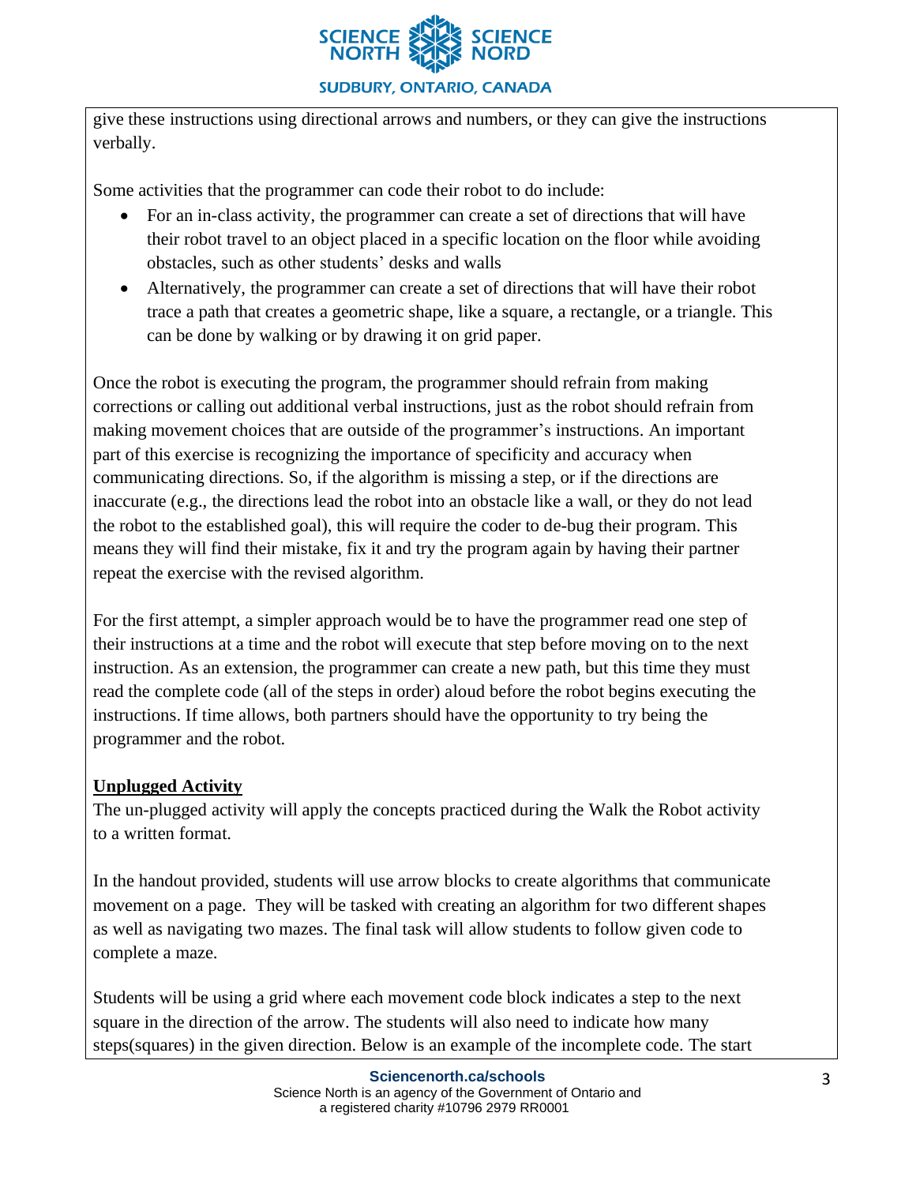give these instructions using directional arrows and numbers, or they can give the instructions verbally.

Some activities that the programmer can code their robot to do include:

- For an in-class activity, the programmer can create a set of directions that will have their robot travel to an object placed in a specific location on the floor while avoiding obstacles, such as other students' desks and walls
- Alternatively, the programmer can create a set of directions that will have their robot trace a path that creates a geometric shape, like a square, a rectangle, or a triangle. This can be done by walking or by drawing it on grid paper.

Once the robot is executing the program, the programmer should refrain from making corrections or calling out additional verbal instructions, just as the robot should refrain from making movement choices that are outside of the programmer's instructions. An important part of this exercise is recognizing the importance of specificity and accuracy when communicating directions. So, if the algorithm is missing a step, or if the directions are inaccurate (e.g., the directions lead the robot into an obstacle like a wall, or they do not lead the robot to the established goal), this will require the coder to de-bug their program. This means they will find their mistake, fix it and try the program again by having their partner repeat the exercise with the revised algorithm.

For the first attempt, a simpler approach would be to have the programmer read one step of their instructions at a time and the robot will execute that step before moving on to the next instruction. As an extension, the programmer can create a new path, but this time they must read the complete code (all of the steps in order) aloud before the robot begins executing the instructions. If time allows, both partners should have the opportunity to try being the programmer and the robot.

**Unplugged Activity**

The un-plugged activity will apply the concepts practiced during the Walk the Robot activity to a written format.

In the handout provided, students will use arrow blocks to create algorithms that communicate movement on a page. They will be tasked with creating an algorithm for two different shapes as well as navigating two mazes. The final task will allow students to follow given code to complete a maze.

Students will be using a grid where each movement code block indicates a step to the next square in the direction of the arrow. The students will also need to indicate how many steps(squares) in the given direction. Below is an example of the incomplete code. The start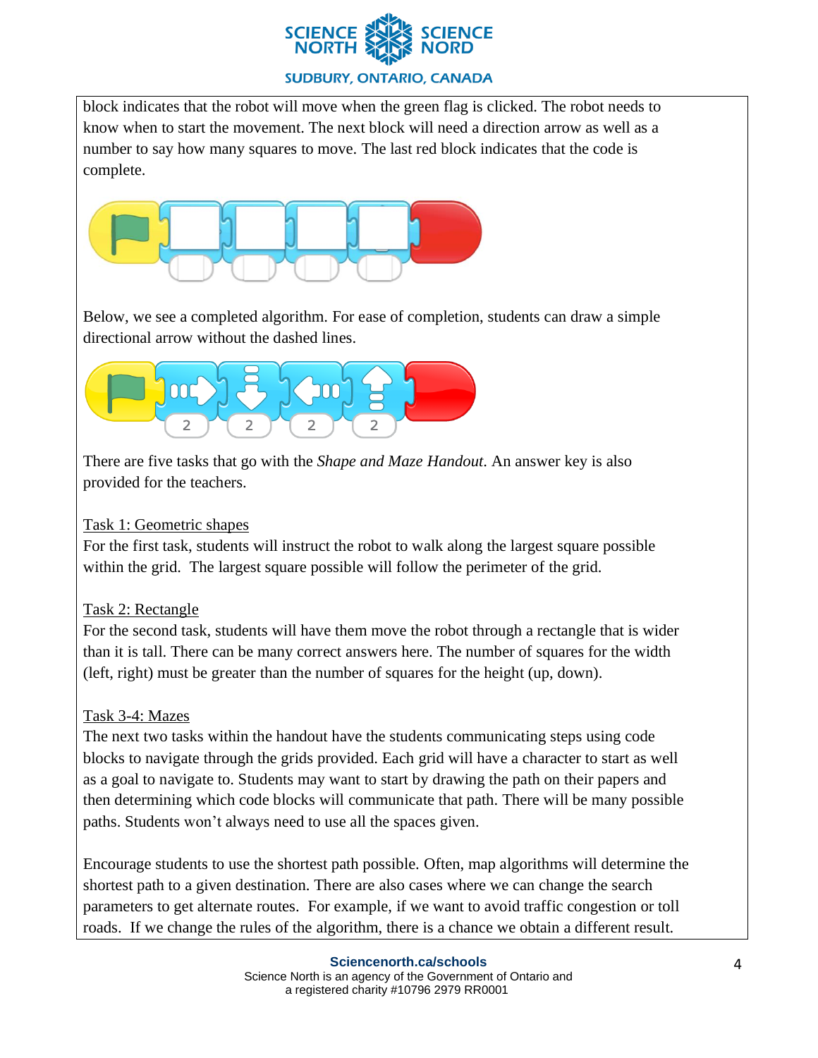block indicates that the robot will move when the green flag is clicked. The robot needs to know when to start the movement. The next block will need a direction arrow as well as a number to say how many squares to move. The last red block indicates that the code is complete.

Below, we see a completed algorithm. For ease of completion, students can draw a simple directional arrow without the dashed lines.

There are five tasks that go with the *Shape and Maze Handout*. An answer key is also provided for the teachers.

<u>Task 1: Geometric shapes</u>

For the first task, students will instruct the robot to walk along the largest square possible within the grid. The largest square possible will follow the perimeter of the grid.

<u>Task 2: Rectangle</u>

For the second task, students will have them move the robot through a rectangle that is wider than it is tall. There can be many correct answers here. The number of squares for the width (left, right) must be greater than the number of squares for the height (up, down).

<u>Task 3-4: Mazes</u>

The next two tasks within the handout have the students communicating steps using code blocks to navigate through the grids provided. Each grid will have a character to start as well as a goal to navigate to. Students may want to start by drawing the path on their papers and then determining which code blocks will communicate that path. There will be many possible paths. Students won't always need to use all the spaces given.

Encourage students to use the shortest path possible. Often, map algorithms will determine the shortest path to a given destination. There are also cases where we can change the search parameters to get alternate routes. For example, if we want to avoid traffic congestion or toll roads. If we change the rules of the algorithm, there is a chance we obtain a different result.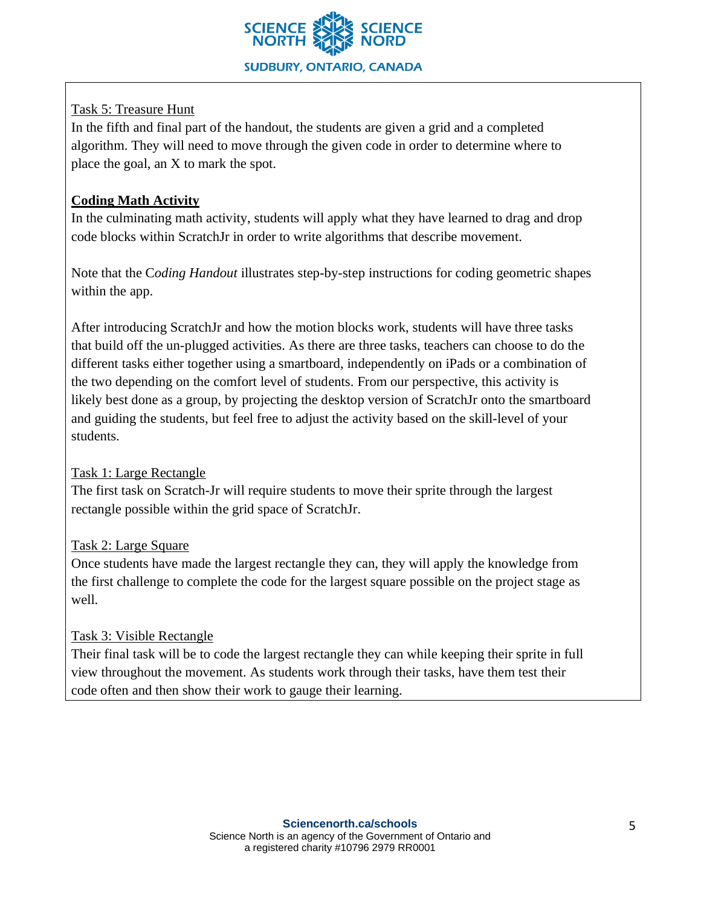Task 5: Treasure Hunt

In the fifth and final part of the handout, the students are given a grid and a completed algorithm. They will need to move through the given code in order to determine where to place the goal, an X to mark the spot.

**Coding Math Activity**

In the culminating math activity, students will apply what they have learned to drag and drop code blocks within ScratchJr in order to write algorithms that describe movement.

Note that the C*oding Handout* illustrates step-by-step instructions for coding geometric shapes within the app.

After introducing ScratchJr and how the motion blocks work, students will have three tasks that build off the un-plugged activities. As there are three tasks, teachers can choose to do the different tasks either together using a smartboard, independently on iPads or a combination of the two depending on the comfort level of students. From our perspective, this activity is likely best done as a group, by projecting the desktop version of ScratchJr onto the smartboard and guiding the students, but feel free to adjust the activity based on the skill-level of your students.

Task 1: Large Rectangle

The first task on Scratch-Jr will require students to move their sprite through the largest rectangle possible within the grid space of ScratchJr.

Task 2: Large Square

Once students have made the largest rectangle they can, they will apply the knowledge from the first challenge to complete the code for the largest square possible on the project stage as well.

Task 3: Visible Rectangle

Their final task will be to code the largest rectangle they can while keeping their sprite in full view throughout the movement. As students work through their tasks, have them test their code often and then show their work to gauge their learning.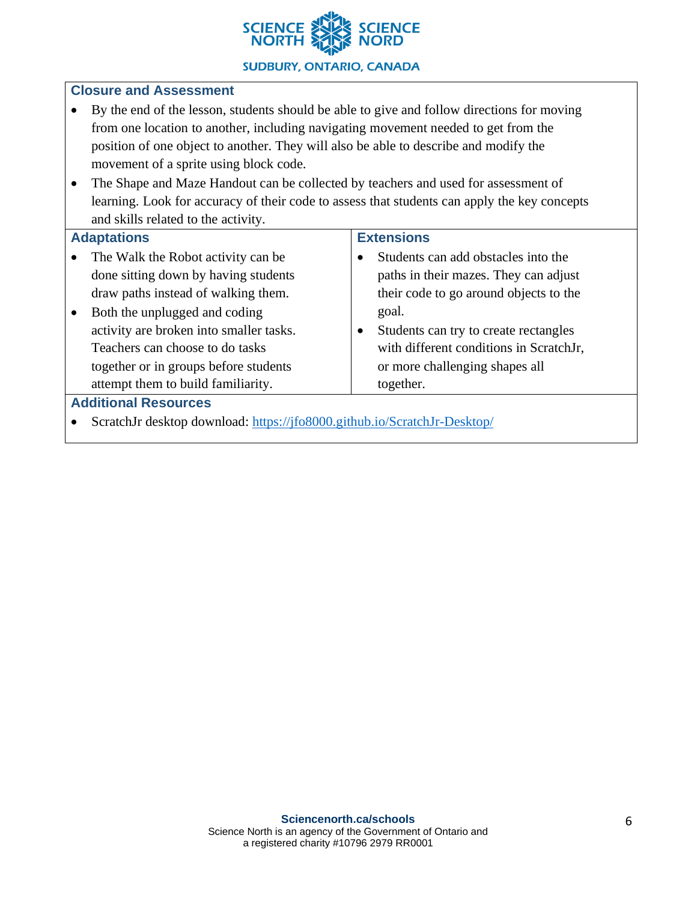## Closure and Assessment

- By the end of the lesson, students should be able to give and follow directions for moving from one location to another, including navigating movement needed to get from the position of one object to another. They will also be able to describe and modify the movement of a sprite using block code.
- The Shape and Maze Handout can be collected by teachers and used for assessment of learning. Look for accuracy of their code to assess that students can apply the key concepts and skills related to the activity.

## Adaptations

- The Walk the Robot activity can be done sitting down by having students draw paths instead of walking them.
- Both the unplugged and coding activity are broken into smaller tasks. Teachers can choose to do tasks together or in groups before students attempt them to build familiarity.

## Extensions

- Students can add obstacles into the paths in their mazes. They can adjust their code to go around objects to the goal.
- Students can try to create rectangles with different conditions in ScratchJr, or more challenging shapes all together.

## Additional Resources

- ScratchJr desktop download: https://jfo8000.github.io/ScratchJr-Desktop/